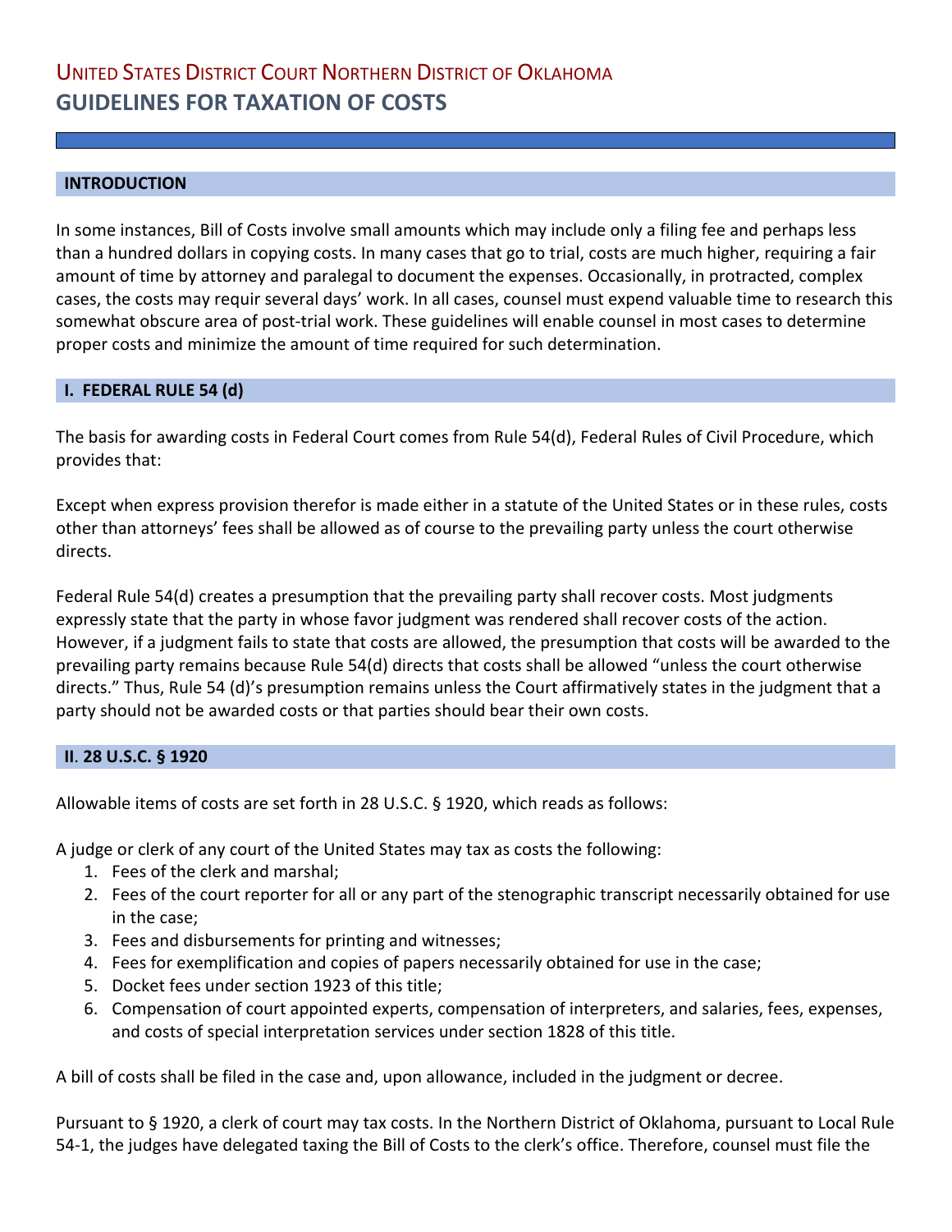# United States District Court Northern District of Oklahoma

# GUIDELINES FOR TAXATION OF COSTS

## INTRODUCTION

In some instances, Bill of Costs involve small amounts which may include only a filing fee and perhaps less than a hundred dollars in copying costs. In many cases that go to trial, costs are much higher, requiring a fair amount of time by attorney and paralegal to document the expenses. Occasionally, in protracted, complex cases, the costs may requir several days' work. In all cases, counsel must expend valuable time to research this somewhat obscure area of post-trial work. These guidelines will enable counsel in most cases to determine proper costs and minimize the amount of time required for such determination.

## I. FEDERAL RULE 54 (d)

The basis for awarding costs in Federal Court comes from Rule 54(d), Federal Rules of Civil Procedure, which provides that:

Except when express provision therefor is made either in a statute of the United States or in these rules, costs other than attorneys' fees shall be allowed as of course to the prevailing party unless the court otherwise directs.

Federal Rule 54(d) creates a presumption that the prevailing party shall recover costs. Most judgments expressly state that the party in whose favor judgment was rendered shall recover costs of the action. However, if a judgment fails to state that costs are allowed, the presumption that costs will be awarded to the prevailing party remains because Rule 54(d) directs that costs shall be allowed "unless the court otherwise directs." Thus, Rule 54 (d)'s presumption remains unless the Court affirmatively states in the judgment that a party should not be awarded costs or that parties should bear their own costs.

## II. 28 U.S.C. § 1920

Allowable items of costs are set forth in 28 U.S.C. § 1920, which reads as follows:

A judge or clerk of any court of the United States may tax as costs the following:

1. Fees of the clerk and marshal;
2. Fees of the court reporter for all or any part of the stenographic transcript necessarily obtained for use in the case;
3. Fees and disbursements for printing and witnesses;
4. Fees for exemplification and copies of papers necessarily obtained for use in the case;
5. Docket fees under section 1923 of this title;
6. Compensation of court appointed experts, compensation of interpreters, and salaries, fees, expenses, and costs of special interpretation services under section 1828 of this title.

A bill of costs shall be filed in the case and, upon allowance, included in the judgment or decree.

Pursuant to § 1920, a clerk of court may tax costs. In the Northern District of Oklahoma, pursuant to Local Rule 54-1, the judges have delegated taxing the Bill of Costs to the clerk's office. Therefore, counsel must file the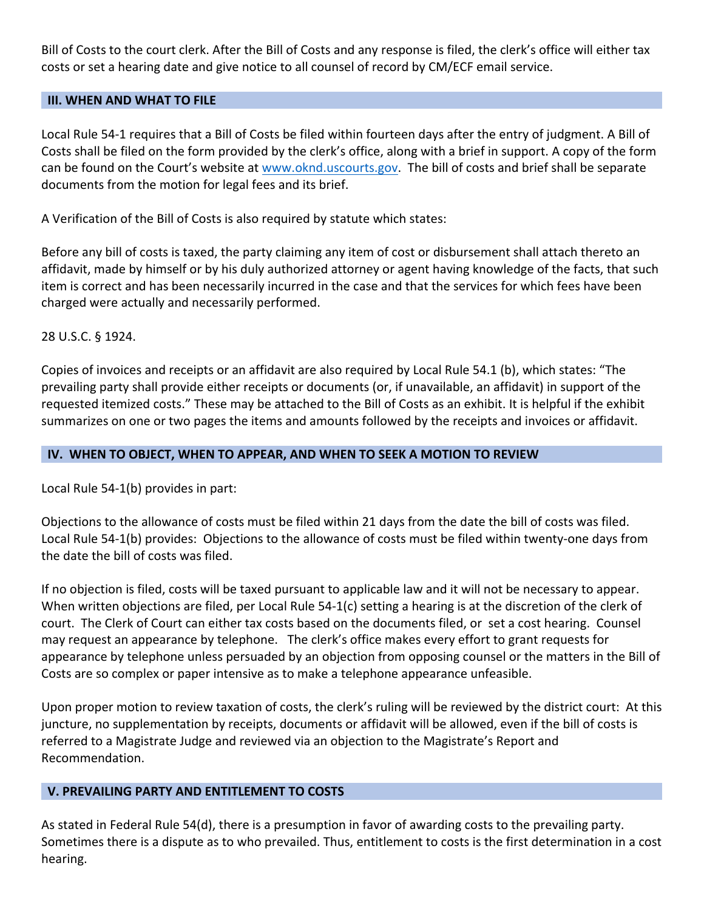Bill of Costs to the court clerk. After the Bill of Costs and any response is filed, the clerk's office will either tax costs or set a hearing date and give notice to all counsel of record by CM/ECF email service.

## III. WHEN AND WHAT TO FILE

Local Rule 54-1 requires that a Bill of Costs be filed within fourteen days after the entry of judgment. A Bill of Costs shall be filed on the form provided by the clerk's office, along with a brief in support. A copy of the form can be found on the Court's website at www.oknd.uscourts.gov. The bill of costs and brief shall be separate documents from the motion for legal fees and its brief.

A Verification of the Bill of Costs is also required by statute which states:

Before any bill of costs is taxed, the party claiming any item of cost or disbursement shall attach thereto an affidavit, made by himself or by his duly authorized attorney or agent having knowledge of the facts, that such item is correct and has been necessarily incurred in the case and that the services for which fees have been charged were actually and necessarily performed.

28 U.S.C. § 1924.

Copies of invoices and receipts or an affidavit are also required by Local Rule 54.1 (b), which states: "The prevailing party shall provide either receipts or documents (or, if unavailable, an affidavit) in support of the requested itemized costs." These may be attached to the Bill of Costs as an exhibit. It is helpful if the exhibit summarizes on one or two pages the items and amounts followed by the receipts and invoices or affidavit.

## IV. WHEN TO OBJECT, WHEN TO APPEAR, AND WHEN TO SEEK A MOTION TO REVIEW

Local Rule 54-1(b) provides in part:

Objections to the allowance of costs must be filed within 21 days from the date the bill of costs was filed. Local Rule 54-1(b) provides: Objections to the allowance of costs must be filed within twenty-one days from the date the bill of costs was filed.

If no objection is filed, costs will be taxed pursuant to applicable law and it will not be necessary to appear. When written objections are filed, per Local Rule 54-1(c) setting a hearing is at the discretion of the clerk of court. The Clerk of Court can either tax costs based on the documents filed, or set a cost hearing. Counsel may request an appearance by telephone. The clerk's office makes every effort to grant requests for appearance by telephone unless persuaded by an objection from opposing counsel or the matters in the Bill of Costs are so complex or paper intensive as to make a telephone appearance unfeasible.

Upon proper motion to review taxation of costs, the clerk's ruling will be reviewed by the district court: At this juncture, no supplementation by receipts, documents or affidavit will be allowed, even if the bill of costs is referred to a Magistrate Judge and reviewed via an objection to the Magistrate's Report and Recommendation.

## V. PREVAILING PARTY AND ENTITLEMENT TO COSTS

As stated in Federal Rule 54(d), there is a presumption in favor of awarding costs to the prevailing party. Sometimes there is a dispute as to who prevailed. Thus, entitlement to costs is the first determination in a cost hearing.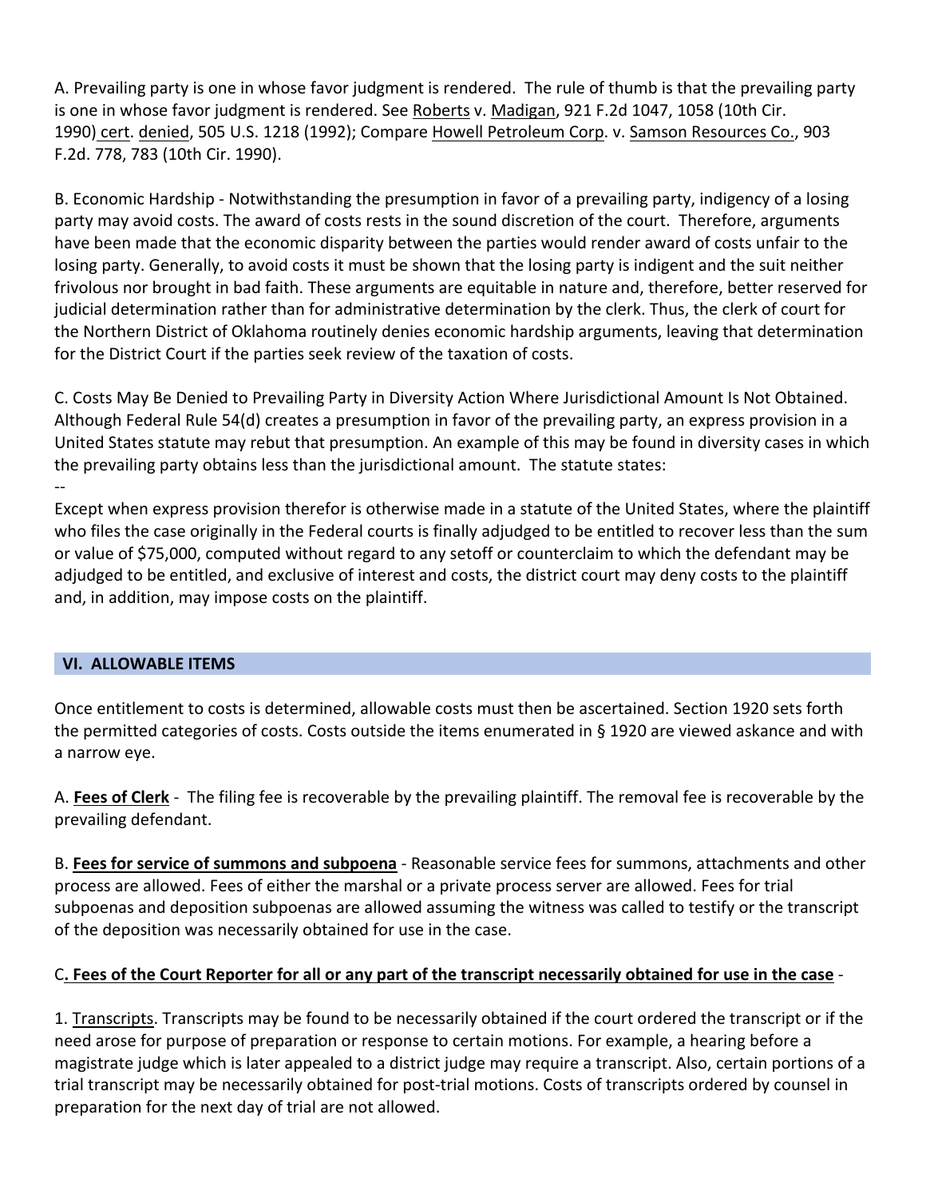A. Prevailing party is one in whose favor judgment is rendered. The rule of thumb is that the prevailing party is one in whose favor judgment is rendered. See Roberts v. Madigan, 921 F.2d 1047, 1058 (10th Cir. 1990) cert. denied, 505 U.S. 1218 (1992); Compare Howell Petroleum Corp. v. Samson Resources Co., 903 F.2d. 778, 783 (10th Cir. 1990).

B. Economic Hardship - Notwithstanding the presumption in favor of a prevailing party, indigency of a losing party may avoid costs. The award of costs rests in the sound discretion of the court. Therefore, arguments have been made that the economic disparity between the parties would render award of costs unfair to the losing party. Generally, to avoid costs it must be shown that the losing party is indigent and the suit neither frivolous nor brought in bad faith. These arguments are equitable in nature and, therefore, better reserved for judicial determination rather than for administrative determination by the clerk. Thus, the clerk of court for the Northern District of Oklahoma routinely denies economic hardship arguments, leaving that determination for the District Court if the parties seek review of the taxation of costs.

C. Costs May Be Denied to Prevailing Party in Diversity Action Where Jurisdictional Amount Is Not Obtained. Although Federal Rule 54(d) creates a presumption in favor of the prevailing party, an express provision in a United States statute may rebut that presumption. An example of this may be found in diversity cases in which the prevailing party obtains less than the jurisdictional amount. The statute states:

--

Except when express provision therefor is otherwise made in a statute of the United States, where the plaintiff who files the case originally in the Federal courts is finally adjudged to be entitled to recover less than the sum or value of $75,000, computed without regard to any setoff or counterclaim to which the defendant may be adjudged to be entitled, and exclusive of interest and costs, the district court may deny costs to the plaintiff and, in addition, may impose costs on the plaintiff.

## VI. ALLOWABLE ITEMS

Once entitlement to costs is determined, allowable costs must then be ascertained. Section 1920 sets forth the permitted categories of costs. Costs outside the items enumerated in § 1920 are viewed askance and with a narrow eye.

A. **Fees of Clerk** - The filing fee is recoverable by the prevailing plaintiff. The removal fee is recoverable by the prevailing defendant.

B. **Fees for service of summons and subpoena** - Reasonable service fees for summons, attachments and other process are allowed. Fees of either the marshal or a private process server are allowed. Fees for trial subpoenas and deposition subpoenas are allowed assuming the witness was called to testify or the transcript of the deposition was necessarily obtained for use in the case.

C**. Fees of the Court Reporter for all or any part of the transcript necessarily obtained for use in the case** -

1. Transcripts. Transcripts may be found to be necessarily obtained if the court ordered the transcript or if the need arose for purpose of preparation or response to certain motions. For example, a hearing before a magistrate judge which is later appealed to a district judge may require a transcript. Also, certain portions of a trial transcript may be necessarily obtained for post-trial motions. Costs of transcripts ordered by counsel in preparation for the next day of trial are not allowed.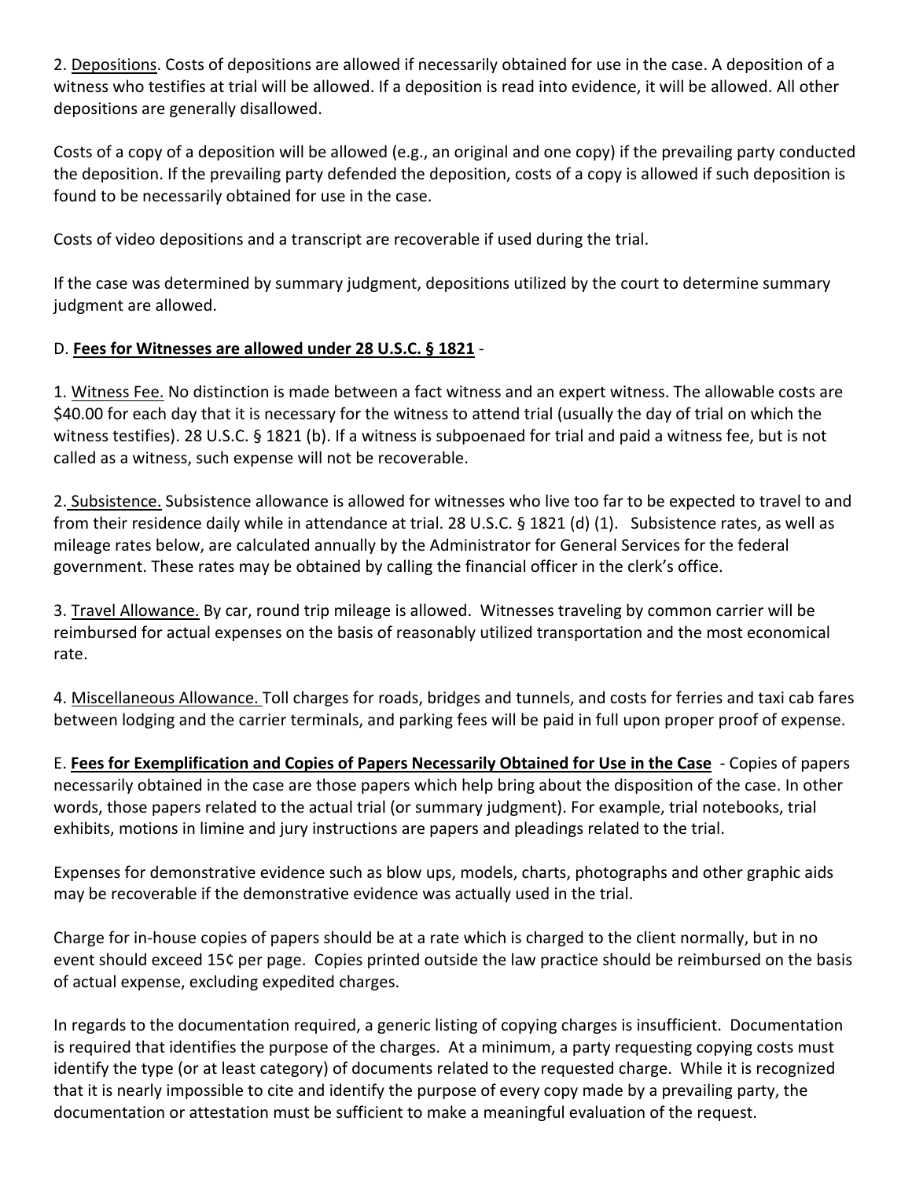2. Depositions. Costs of depositions are allowed if necessarily obtained for use in the case. A deposition of a witness who testifies at trial will be allowed. If a deposition is read into evidence, it will be allowed. All other depositions are generally disallowed.

Costs of a copy of a deposition will be allowed (e.g., an original and one copy) if the prevailing party conducted the deposition. If the prevailing party defended the deposition, costs of a copy is allowed if such deposition is found to be necessarily obtained for use in the case.

Costs of video depositions and a transcript are recoverable if used during the trial.

If the case was determined by summary judgment, depositions utilized by the court to determine summary judgment are allowed.

D. **Fees for Witnesses are allowed under 28 U.S.C. § 1821** -

1. Witness Fee. No distinction is made between a fact witness and an expert witness. The allowable costs are $40.00 for each day that it is necessary for the witness to attend trial (usually the day of trial on which the witness testifies). 28 U.S.C. § 1821 (b). If a witness is subpoenaed for trial and paid a witness fee, but is not called as a witness, such expense will not be recoverable.

2. Subsistence. Subsistence allowance is allowed for witnesses who live too far to be expected to travel to and from their residence daily while in attendance at trial. 28 U.S.C. § 1821 (d) (1). Subsistence rates, as well as mileage rates below, are calculated annually by the Administrator for General Services for the federal government. These rates may be obtained by calling the financial officer in the clerk's office.

3. Travel Allowance. By car, round trip mileage is allowed. Witnesses traveling by common carrier will be reimbursed for actual expenses on the basis of reasonably utilized transportation and the most economical rate.

4. Miscellaneous Allowance. Toll charges for roads, bridges and tunnels, and costs for ferries and taxi cab fares between lodging and the carrier terminals, and parking fees will be paid in full upon proper proof of expense.

E. **Fees for Exemplification and Copies of Papers Necessarily Obtained for Use in the Case** - Copies of papers necessarily obtained in the case are those papers which help bring about the disposition of the case. In other words, those papers related to the actual trial (or summary judgment). For example, trial notebooks, trial exhibits, motions in limine and jury instructions are papers and pleadings related to the trial.

Expenses for demonstrative evidence such as blow ups, models, charts, photographs and other graphic aids may be recoverable if the demonstrative evidence was actually used in the trial.

Charge for in-house copies of papers should be at a rate which is charged to the client normally, but in no event should exceed 15¢ per page. Copies printed outside the law practice should be reimbursed on the basis of actual expense, excluding expedited charges.

In regards to the documentation required, a generic listing of copying charges is insufficient. Documentation is required that identifies the purpose of the charges. At a minimum, a party requesting copying costs must identify the type (or at least category) of documents related to the requested charge. While it is recognized that it is nearly impossible to cite and identify the purpose of every copy made by a prevailing party, the documentation or attestation must be sufficient to make a meaningful evaluation of the request.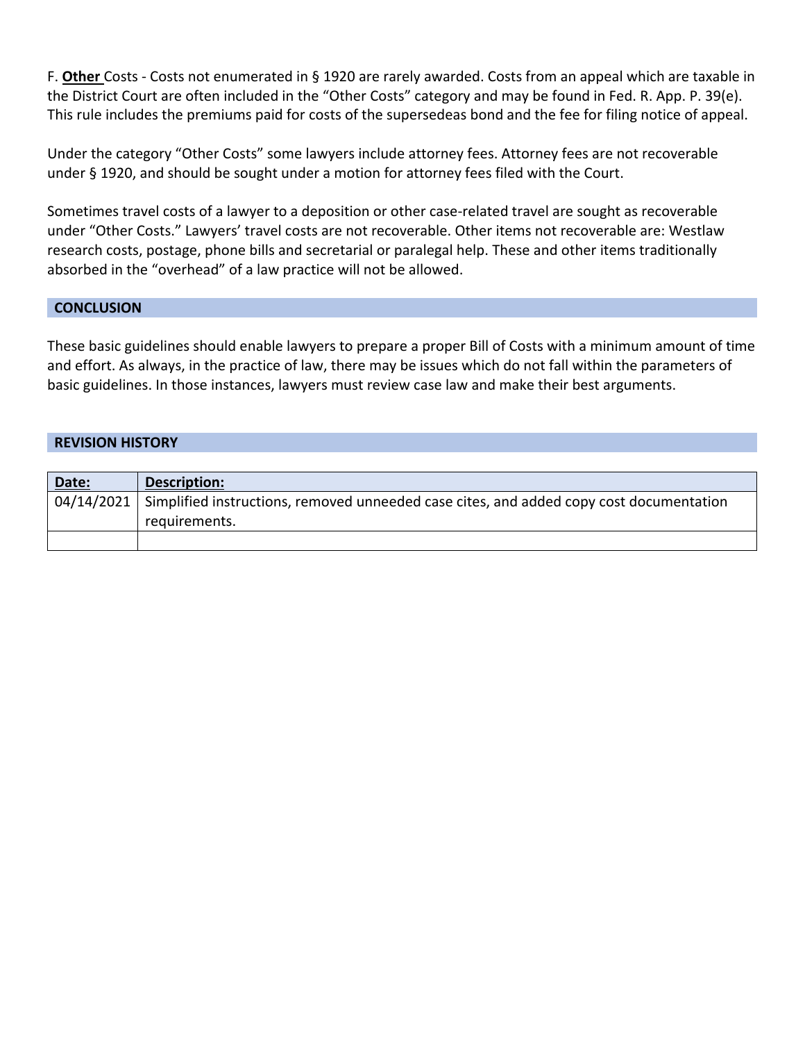F. **Other** Costs - Costs not enumerated in § 1920 are rarely awarded. Costs from an appeal which are taxable in the District Court are often included in the "Other Costs" category and may be found in Fed. R. App. P. 39(e). This rule includes the premiums paid for costs of the supersedeas bond and the fee for filing notice of appeal.

Under the category "Other Costs" some lawyers include attorney fees. Attorney fees are not recoverable under § 1920, and should be sought under a motion for attorney fees filed with the Court.

Sometimes travel costs of a lawyer to a deposition or other case-related travel are sought as recoverable under "Other Costs." Lawyers' travel costs are not recoverable. Other items not recoverable are: Westlaw research costs, postage, phone bills and secretarial or paralegal help. These and other items traditionally absorbed in the "overhead" of a law practice will not be allowed.

## CONCLUSION

These basic guidelines should enable lawyers to prepare a proper Bill of Costs with a minimum amount of time and effort. As always, in the practice of law, there may be issues which do not fall within the parameters of basic guidelines. In those instances, lawyers must review case law and make their best arguments.

## REVISION HISTORY

| Date: | Description: |
|---|---|
| 04/14/2021 | Simplified instructions, removed unneeded case cites, and added copy cost documentation requirements. |
| | |